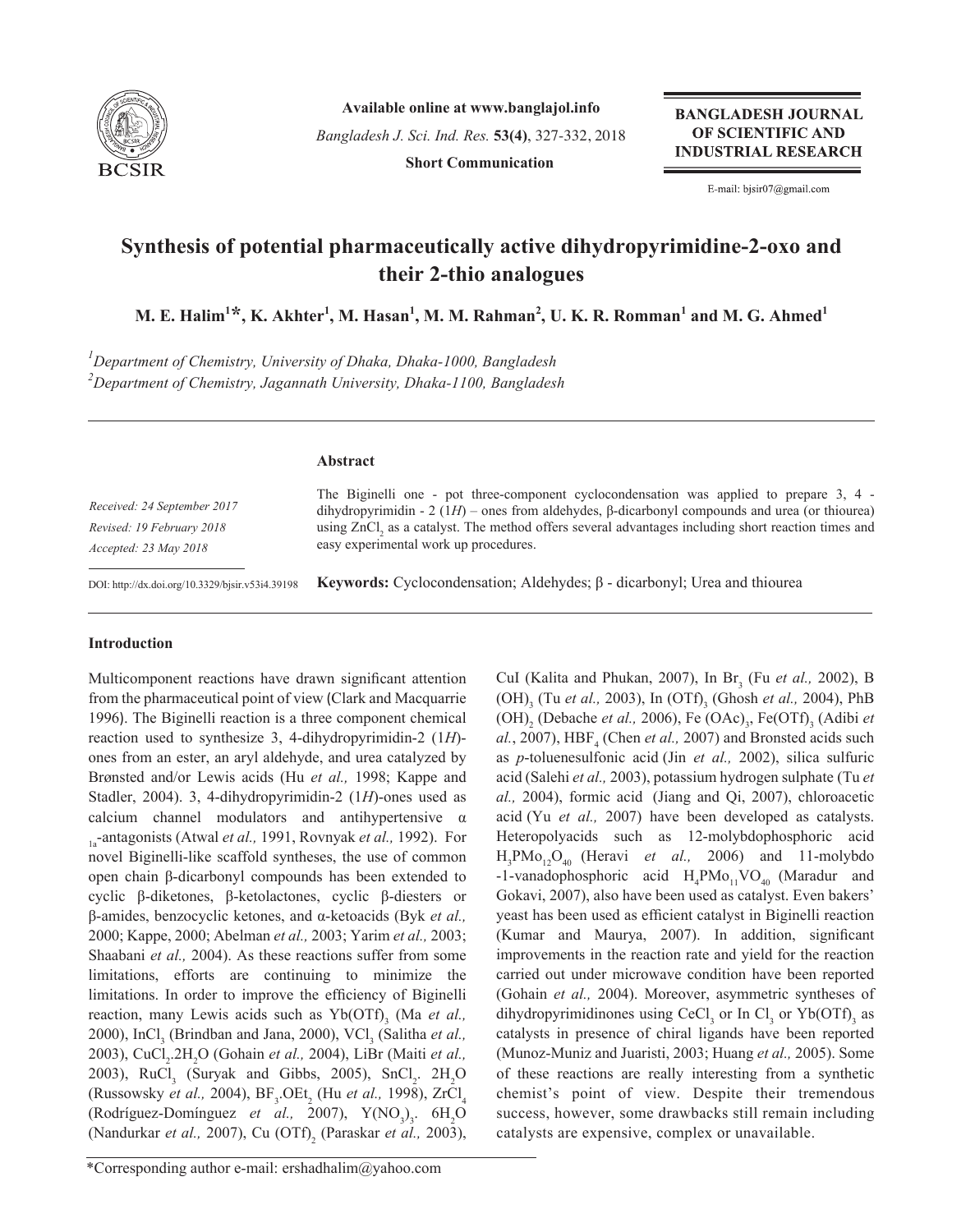# Synthesis of potential pharmaceutically active dihydropyrimidine-2-oxo and their 2-thio analogues

**M. E. Halim[1]\*, K. Akhter[1], M. Hasan[1], M. M. Rahman[2], U. K. R. Romman[1] and M. G. Ahmed[1]**

[1]*Department of Chemistry, University of Dhaka, Dhaka-1000, Bangladesh*
[2]*Department of Chemistry, Jagannath University, Dhaka-1100, Bangladesh*

*Received: 24 September 2017*
*Revised: 19 February 2018*
*Accepted: 23 May 2018*

DOI: http://dx.doi.org/10.3329/bjsir.v53i4.39198

## Abstract

The Biginelli one - pot three-component cyclocondensation was applied to prepare 3, 4 - dihydropyrimidin - 2 (1*H*) – ones from aldehydes, β-dicarbonyl compounds and urea (or thiourea) using $ZnCl_2$ as a catalyst. The method offers several advantages including short reaction times and easy experimental work up procedures.

**Keywords:** Cyclocondensation; Aldehydes; β - dicarbonyl; Urea and thiourea

## Introduction

Multicomponent reactions have drawn significant attention from the pharmaceutical point of view (Clark and Macquarrie 1996). The Biginelli reaction is a three component chemical reaction used to synthesize 3, 4-dihydropyrimidin-2 (1*H*)-ones from an ester, an aryl aldehyde, and urea catalyzed by Brønsted and/or Lewis acids (Hu *et al.,* 1998; Kappe and Stadler, 2004). 3, 4-dihydropyrimidin-2 (1*H*)-ones used as calcium channel modulators and antihypertensive $\alpha_{1a}$-antagonists (Atwal *et al.,* 1991, Rovnyak *et al.,* 1992). For novel Biginelli-like scaffold syntheses, the use of common open chain β-dicarbonyl compounds has been extended to cyclic β-diketones, β-ketolactones, cyclic β-diesters or β-amides, benzocyclic ketones, and α-ketoacids (Byk *et al.,* 2000; Kappe, 2000; Abelman *et al.,* 2003; Yarim *et al.,* 2003; Shaabani *et al.,* 2004). As these reactions suffer from some limitations, efforts are continuing to minimize the limitations. In order to improve the efficiency of Biginelli reaction, many Lewis acids such as $Yb(OTf)_3$ (Ma *et al.,* 2000), $InCl_3$ (Brindban and Jana, 2000), $VCl_3$ (Salitha *et al.,* 2003), $CuCl_2.2H_2O$ (Gohain *et al.,* 2004), LiBr (Maiti *et al.,* 2003), $RuCl_3$ (Suryak and Gibbs, 2005), $SnCl_2.\ 2H_2O$ (Russowsky *et al.,* 2004), $BF_3.OEt_2$ (Hu *et al.,* 1998), $ZrCl_4$ (Rodríguez-Domínguez *et al.,* 2007), $Y(NO_3)_3.\ 6H_2O$ (Nandurkar *et al.,* 2007), $Cu(OTf)_2$ (Paraskar *et al.,* 2003), CuI (Kalita and Phukan, 2007), In $Br_3$ (Fu *et al.,* 2002), $B(OH)_3$ (Tu *et al.,* 2003), $In(OTf)_3$ (Ghosh *et al.,* 2004), $PhB(OH)_2$ (Debache *et al.,* 2006), $Fe(OAc)_3$, $Fe(OTf)_3$ (Adibi *et al.*, 2007), $HBF_4$ (Chen *et al.,* 2007) and Bronsted acids such as *p*-toluenesulfonic acid (Jin *et al.,* 2002), silica sulfuric acid (Salehi *et al.,* 2003), potassium hydrogen sulphate (Tu *et al.,* 2004), formic acid (Jiang and Qi, 2007), chloroacetic acid (Yu *et al.,* 2007) have been developed as catalysts. Heteropolyacids such as 12-molybdophosphoric acid $H_3PMo_{12}O_{40}$ (Heravi *et al.,* 2006) and 11-molybdo -1-vanadophosphoric acid $H_4PMo_{11}VO_{40}$ (Maradur and Gokavi, 2007), also have been used as catalyst. Even bakers' yeast has been used as efficient catalyst in Biginelli reaction (Kumar and Maurya, 2007). In addition, significant improvements in the reaction rate and yield for the reaction carried out under microwave condition have been reported (Gohain *et al.,* 2004). Moreover, asymmetric syntheses of dihydropyrimidinones using $CeCl_3$ or In $Cl_3$ or $Yb(OTf)_3$ as catalysts in presence of chiral ligands have been reported (Munoz-Muniz and Juaristi, 2003; Huang *et al.,* 2005). Some of these reactions are really interesting from a synthetic chemist's point of view. Despite their tremendous success, however, some drawbacks still remain including catalysts are expensive, complex or unavailable.

\*Corresponding author e-mail: ershadhalim@yahoo.com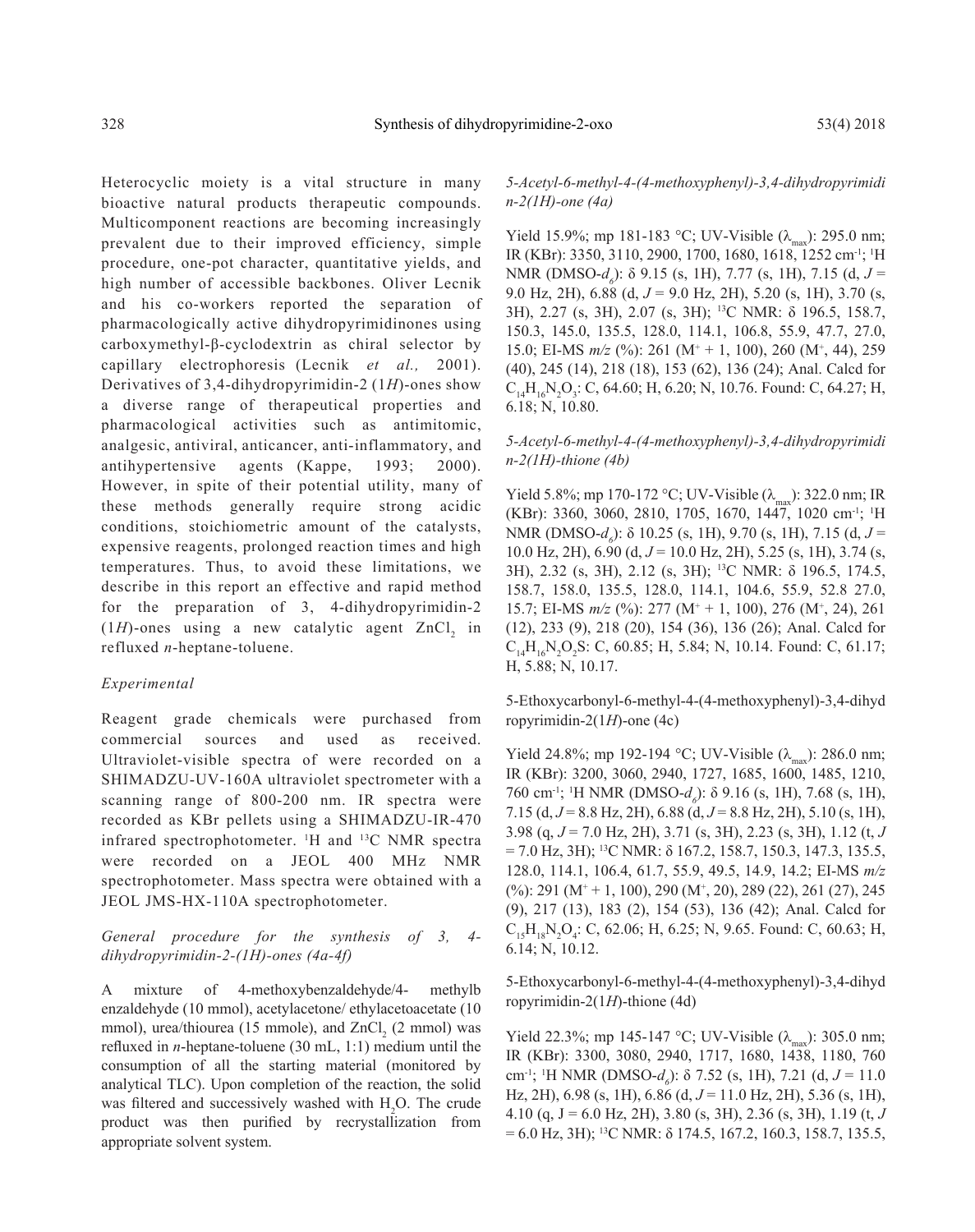Heterocyclic moiety is a vital structure in many bioactive natural products therapeutic compounds. Multicomponent reactions are becoming increasingly prevalent due to their improved efficiency, simple procedure, one-pot character, quantitative yields, and high number of accessible backbones. Oliver Lecnik and his co-workers reported the separation of pharmacologically active dihydropyrimidinones using carboxymethyl-β-cyclodextrin as chiral selector by capillary electrophoresis (Lecnik *et al.,* 2001). Derivatives of 3,4-dihydropyrimidin-2 (1*H*)-ones show a diverse range of therapeutical properties and pharmacological activities such as antimitomic, analgesic, antiviral, anticancer, anti-inflammatory, and antihypertensive agents (Kappe, 1993; 2000). However, in spite of their potential utility, many of these methods generally require strong acidic conditions, stoichiometric amount of the catalysts, expensive reagents, prolonged reaction times and high temperatures. Thus, to avoid these limitations, we describe in this report an effective and rapid method for the preparation of 3, 4-dihydropyrimidin-2 (1*H*)-ones using a new catalytic agent $ZnCl_2$ in refluxed *n*-heptane-toluene.

### *Experimental*

Reagent grade chemicals were purchased from commercial sources and used as received. Ultraviolet-visible spectra of were recorded on a SHIMADZU-UV-160A ultraviolet spectrometer with a scanning range of 800-200 nm. IR spectra were recorded as KBr pellets using a SHIMADZU-IR-470 infrared spectrophotometer. $^1$H and $^{13}$C NMR spectra were recorded on a JEOL 400 MHz NMR spectrophotometer. Mass spectra were obtained with a JEOL JMS-HX-110A spectrophotometer.

#### *General procedure for the synthesis of 3, 4-dihydropyrimidin-2-(1H)-ones (4a-4f)*

A mixture of 4-methoxybenzaldehyde/4- methylbenzaldehyde (10 mmol), acetylacetone/ ethylacetoacetate (10 mmol), urea/thiourea (15 mmole), and $ZnCl_2$ (2 mmol) was refluxed in *n*-heptane-toluene (30 mL, 1:1) medium until the consumption of all the starting material (monitored by analytical TLC). Upon completion of the reaction, the solid was filtered and successively washed with $H_2O$. The crude product was then purified by recrystallization from appropriate solvent system.

#### *5-Acetyl-6-methyl-4-(4-methoxyphenyl)-3,4-dihydropyrimidin-2(1H)-one (4a)*

Yield 15.9%; mp 181-183 °C; UV-Visible ($\lambda_{max}$): 295.0 nm; IR (KBr): 3350, 3110, 2900, 1700, 1680, 1618, 1252 cm$^{-1}$; $^1$H NMR (DMSO-$d_6$): δ 9.15 (s, 1H), 7.77 (s, 1H), 7.15 (d, $J$ = 9.0 Hz, 2H), 6.88 (d, $J$ = 9.0 Hz, 2H), 5.20 (s, 1H), 3.70 (s, 3H), 2.27 (s, 3H), 2.07 (s, 3H); $^{13}$C NMR: δ 196.5, 158.7, 150.3, 145.0, 135.5, 128.0, 114.1, 106.8, 55.9, 47.7, 27.0, 15.0; EI-MS *m/z* (%): 261 (M$^+$ + 1, 100), 260 (M$^+$, 44), 259 (40), 245 (14), 218 (18), 153 (62), 136 (24); Anal. Calcd for $C_{14}H_{16}N_2O_3$: C, 64.60; H, 6.20; N, 10.76. Found: C, 64.27; H, 6.18; N, 10.80.

#### *5-Acetyl-6-methyl-4-(4-methoxyphenyl)-3,4-dihydropyrimidin-2(1H)-thione (4b)*

Yield 5.8%; mp 170-172 °C; UV-Visible ($\lambda_{max}$): 322.0 nm; IR (KBr): 3360, 3060, 2810, 1705, 1670, 1447, 1020 cm$^{-1}$; $^1$H NMR (DMSO-$d_6$): δ 10.25 (s, 1H), 9.70 (s, 1H), 7.15 (d, $J$ = 10.0 Hz, 2H), 6.90 (d, $J$ = 10.0 Hz, 2H), 5.25 (s, 1H), 3.74 (s, 3H), 2.32 (s, 3H), 2.12 (s, 3H); $^{13}$C NMR: δ 196.5, 174.5, 158.7, 158.0, 135.5, 128.0, 114.1, 104.6, 55.9, 52.8 27.0, 15.7; EI-MS *m/z* (%): 277 (M$^+$ + 1, 100), 276 (M$^+$, 24), 261 (12), 233 (9), 218 (20), 154 (36), 136 (26); Anal. Calcd for $C_{14}H_{16}N_2O_2S$: C, 60.85; H, 5.84; N, 10.14. Found: C, 61.17; H, 5.88; N, 10.17.

#### 5-Ethoxycarbonyl-6-methyl-4-(4-methoxyphenyl)-3,4-dihydropyrimidin-2(1*H*)-one (4c)

Yield 24.8%; mp 192-194 °C; UV-Visible ($\lambda_{max}$): 286.0 nm; IR (KBr): 3200, 3060, 2940, 1727, 1685, 1600, 1485, 1210, 760 cm$^{-1}$; $^1$H NMR (DMSO-$d_6$): δ 9.16 (s, 1H), 7.68 (s, 1H), 7.15 (d, $J$ = 8.8 Hz, 2H), 6.88 (d, $J$ = 8.8 Hz, 2H), 5.10 (s, 1H), 3.98 (q, $J$ = 7.0 Hz, 2H), 3.71 (s, 3H), 2.23 (s, 3H), 1.12 (t, $J$ = 7.0 Hz, 3H); $^{13}$C NMR: δ 167.2, 158.7, 150.3, 147.3, 135.5, 128.0, 114.1, 106.4, 61.7, 55.9, 49.5, 14.9, 14.2; EI-MS *m/z* (%): 291 (M$^+$ + 1, 100), 290 (M$^+$, 20), 289 (22), 261 (27), 245 (9), 217 (13), 183 (2), 154 (53), 136 (42); Anal. Calcd for $C_{15}H_{18}N_2O_4$: C, 62.06; H, 6.25; N, 9.65. Found: C, 60.63; H, 6.14; N, 10.12.

#### 5-Ethoxycarbonyl-6-methyl-4-(4-methoxyphenyl)-3,4-dihydropyrimidin-2(1*H*)-thione (4d)

Yield 22.3%; mp 145-147 °C; UV-Visible ($\lambda_{max}$): 305.0 nm; IR (KBr): 3300, 3080, 2940, 1717, 1680, 1438, 1180, 760 cm$^{-1}$; $^1$H NMR (DMSO-$d_6$): δ 7.52 (s, 1H), 7.21 (d, $J$ = 11.0 Hz, 2H), 6.98 (s, 1H), 6.86 (d, $J$ = 11.0 Hz, 2H), 5.36 (s, 1H), 4.10 (q, J = 6.0 Hz, 2H), 3.80 (s, 3H), 2.36 (s, 3H), 1.19 (t, $J$ = 6.0 Hz, 3H); $^{13}$C NMR: δ 174.5, 167.2, 160.3, 158.7, 135.5,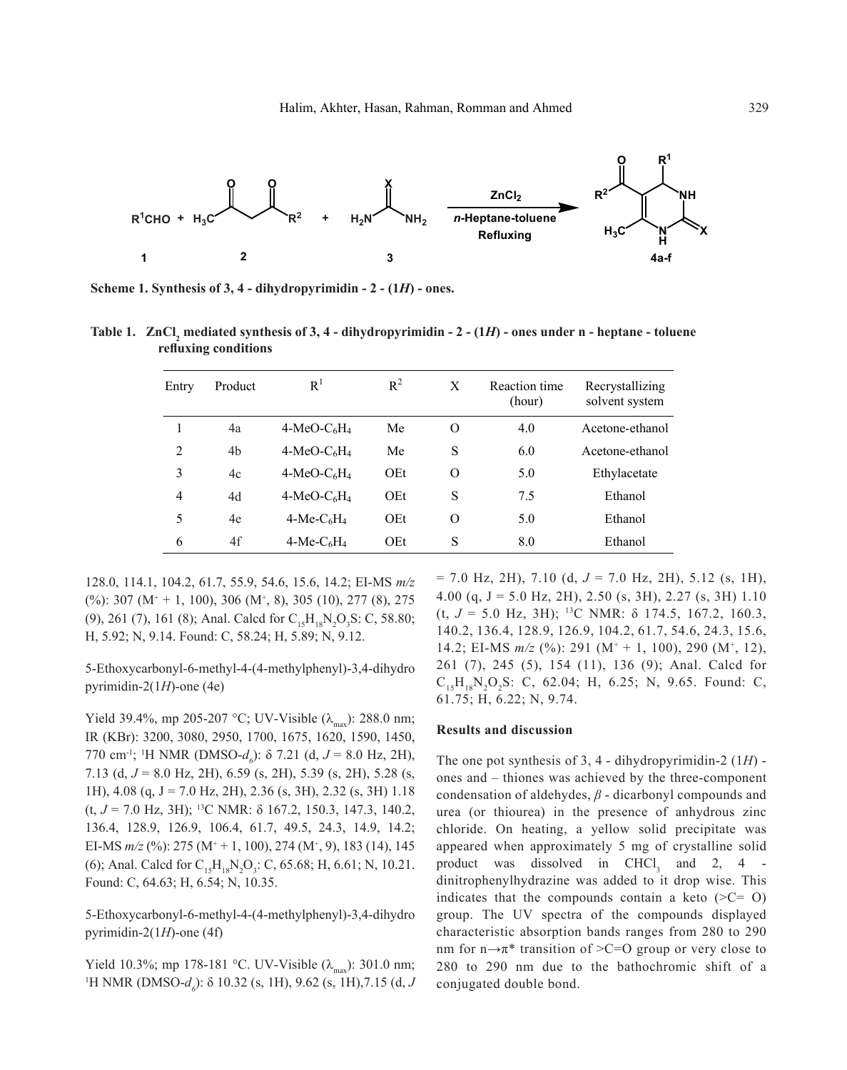**Scheme 1. Synthesis of 3, 4 - dihydropyrimidin - 2 - (1*H*) - ones.**

**Table 1. $ZnCl_2$ mediated synthesis of 3, 4 - dihydropyrimidin - 2 - (1*H*) - ones under n - heptane - toluene refluxing conditions**

| Entry | Product | $R^1$ | $R^2$ | X | Reaction time (hour) | Recrystallizing solvent system |
|---|---|---|---|---|---|---|
| 1 | 4a | 4-MeO-$C_6H_4$ | Me | O | 4.0 | Acetone-ethanol |
| 2 | 4b | 4-MeO-$C_6H_4$ | Me | S | 6.0 | Acetone-ethanol |
| 3 | 4c | 4-MeO-$C_6H_4$ | OEt | O | 5.0 | Ethylacetate |
| 4 | 4d | 4-MeO-$C_6H_4$ | OEt | S | 7.5 | Ethanol |
| 5 | 4e | 4-Me-$C_6H_4$ | OEt | O | 5.0 | Ethanol |
| 6 | 4f | 4-Me-$C_6H_4$ | OEt | S | 8.0 | Ethanol |

128.0, 114.1, 104.2, 61.7, 55.9, 54.6, 15.6, 14.2; EI-MS *m/z* (%): 307 ($M^+$ + 1, 100), 306 ($M^+$, 8), 305 (10), 277 (8), 275 (9), 261 (7), 161 (8); Anal. Calcd for $C_{15}H_{18}N_2O_3S$: C, 58.80; H, 5.92; N, 9.14. Found: C, 58.24; H, 5.89; N, 9.12.

5-Ethoxycarbonyl-6-methyl-4-(4-methylphenyl)-3,4-dihydro pyrimidin-2(1*H*)-one (4e)

Yield 39.4%, mp 205-207 °C; UV-Visible ($\lambda_{max}$): 288.0 nm; IR (KBr): 3200, 3080, 2950, 1700, 1675, 1620, 1590, 1450, 770 $cm^{-1}$; $^1$H NMR (DMSO-$d_6$): δ 7.21 (d, *J* = 8.0 Hz, 2H), 7.13 (d, *J* = 8.0 Hz, 2H), 6.59 (s, 2H), 5.39 (s, 2H), 5.28 (s, 1H), 4.08 (q, J = 7.0 Hz, 2H), 2.36 (s, 3H), 2.32 (s, 3H) 1.18 (t, *J* = 7.0 Hz, 3H); $^{13}$C NMR: δ 167.2, 150.3, 147.3, 140.2, 136.4, 128.9, 126.9, 106.4, 61.7, 49.5, 24.3, 14.9, 14.2; EI-MS *m/z* (%): 275 ($M^+$ + 1, 100), 274 ($M^+$, 9), 183 (14), 145 (6); Anal. Calcd for $C_{15}H_{18}N_2O_3$: C, 65.68; H, 6.61; N, 10.21. Found: C, 64.63; H, 6.54; N, 10.35.

5-Ethoxycarbonyl-6-methyl-4-(4-methylphenyl)-3,4-dihydro pyrimidin-2(1*H*)-one (4f)

Yield 10.3%; mp 178-181 °C. UV-Visible ($\lambda_{max}$): 301.0 nm; $^1$H NMR (DMSO-$d_6$): δ 10.32 (s, 1H), 9.62 (s, 1H),7.15 (d, *J* = 7.0 Hz, 2H), 7.10 (d, *J* = 7.0 Hz, 2H), 5.12 (s, 1H), 4.00 (q, J = 5.0 Hz, 2H), 2.50 (s, 3H), 2.27 (s, 3H) 1.10 (t, *J* = 5.0 Hz, 3H); $^{13}$C NMR: δ 174.5, 167.2, 160.3, 140.2, 136.4, 128.9, 126.9, 104.2, 61.7, 54.6, 24.3, 15.6, 14.2; EI-MS *m/z* (%): 291 ($M^+$ + 1, 100), 290 ($M^+$, 12), 261 (7), 245 (5), 154 (11), 136 (9); Anal. Calcd for $C_{15}H_{18}N_2O_2S$: C, 62.04; H, 6.25; N, 9.65. Found: C, 61.75; H, 6.22; N, 9.74.

## Results and discussion

The one pot synthesis of 3, 4 - dihydropyrimidin-2 (1*H*) - ones and – thiones was achieved by the three-component condensation of aldehydes, *β* - dicarbonyl compounds and urea (or thiourea) in the presence of anhydrous zinc chloride. On heating, a yellow solid precipitate was appeared when approximately 5 mg of crystalline solid product was dissolved in $CHCl_3$ and 2, 4 - dinitrophenylhydrazine was added to it drop wise. This indicates that the compounds contain a keto (>C= O) group. The UV spectra of the compounds displayed characteristic absorption bands ranges from 280 to 290 nm for n→π* transition of >C=O group or very close to 280 to 290 nm due to the bathochromic shift of a conjugated double bond.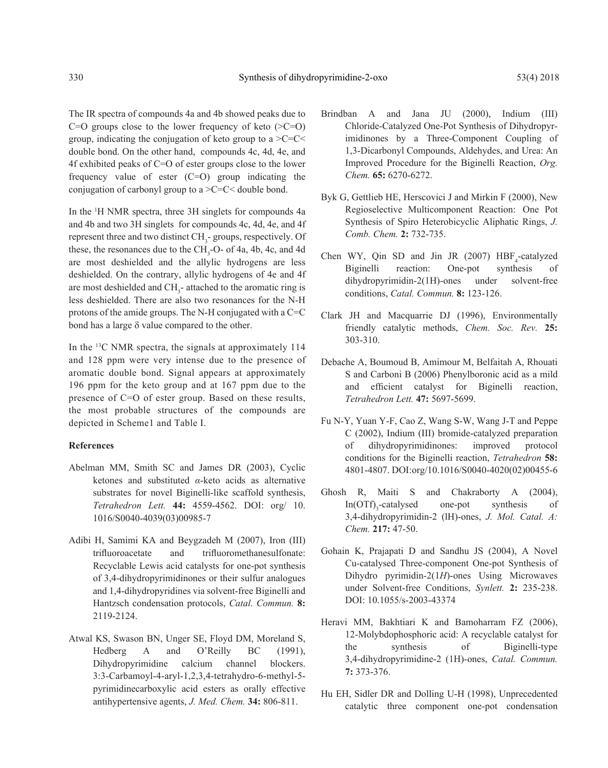The IR spectra of compounds 4a and 4b showed peaks due to C=O groups close to the lower frequency of keto (>C=O) group, indicating the conjugation of keto group to a >C=C< double bond. On the other hand, compounds 4c, 4d, 4e, and 4f exhibited peaks of C=O of ester groups close to the lower frequency value of ester (C=O) group indicating the conjugation of carbonyl group to a >C=C< double bond.

In the $^{1}$H NMR spectra, three 3H singlets for compounds 4a and 4b and two 3H singlets for compounds 4c, 4d, 4e, and 4f represent three and two distinct $CH_3$- groups, respectively. Of these, the resonances due to the $CH_3$-O- of 4a, 4b, 4c, and 4d are most deshielded and the allylic hydrogens are less deshielded. On the contrary, allylic hydrogens of 4e and 4f are most deshielded and $CH_3$- attached to the aromatic ring is less deshielded. There are also two resonances for the N-H protons of the amide groups. The N-H conjugated with a C=C bond has a large $\delta$ value compared to the other.

In the $^{13}$C NMR spectra, the signals at approximately 114 and 128 ppm were very intense due to the presence of aromatic double bond. Signal appears at approximately 196 ppm for the keto group and at 167 ppm due to the presence of C=O of ester group. Based on these results, the most probable structures of the compounds are depicted in Scheme1 and Table I.

**References**

Abelman MM, Smith SC and James DR (2003), Cyclic ketones and substituted *α*-keto acids as alternative substrates for novel Biginelli-like scaffold synthesis, *Tetrahedron Lett.* **44:** 4559-4562. DOI: org/ 10. 1016/S0040-4039(03)00985-7

Adibi H, Samimi KA and Beygzadeh M (2007), Iron (III) trifluoroacetate and trifluoromethanesulfonate: Recyclable Lewis acid catalysts for one-pot synthesis of 3,4-dihydropyrimidinones or their sulfur analogues and 1,4-dihydropyridines via solvent-free Biginelli and Hantzsch condensation protocols, *Catal. Commun.* **8:** 2119-2124.

Atwal KS, Swason BN, Unger SE, Floyd DM, Moreland S, Hedberg A and O'Reilly BC (1991), Dihydropyrimidine calcium channel blockers. 3:3-Carbamoyl-4-aryl-1,2,3,4-tetrahydro-6-methyl-5-pyrimidinecarboxylic acid esters as orally effective antihypertensive agents, *J. Med. Chem.* **34:** 806-811.

Brindban A and Jana JU (2000), Indium (III) Chloride-Catalyzed One-Pot Synthesis of Dihydropyrimidinones by a Three-Component Coupling of 1,3-Dicarbonyl Compounds, Aldehydes, and Urea: An Improved Procedure for the Biginelli Reaction, *Org. Chem.* **65:** 6270-6272.

Byk G, Gettlieb HE, Herscovici J and Mirkin F (2000), New Regioselective Multicomponent Reaction: One Pot Synthesis of Spiro Heterobicyclic Aliphatic Rings, *J. Comb. Chem.* **2:** 732-735.

Chen WY, Qin SD and Jin JR (2007) $HBF_4$-catalyzed Biginelli reaction: One-pot synthesis of dihydropyrimidin-2(1H)-ones under solvent-free conditions, *Catal. Commun.* **8:** 123-126.

Clark JH and Macquarrie DJ (1996), Environmentally friendly catalytic methods, *Chem. Soc. Rev.* **25:** 303-310.

Debache A, Boumoud B, Amimour M, Belfaitah A, Rhouati S and Carboni B (2006) Phenylboronic acid as a mild and efficient catalyst for Biginelli reaction, *Tetrahedron Lett.* **47:** 5697-5699.

Fu N-Y, Yuan Y-F, Cao Z, Wang S-W, Wang J-T and Peppe C (2002), Indium (III) bromide-catalyzed preparation of dihydropyrimidinones: improved protocol conditions for the Biginelli reaction, *Tetrahedron* **58:** 4801-4807. DOI:org/10.1016/S0040-4020(02)00455-6

Ghosh R, Maiti S and Chakraborty A (2004), $In(OTf)_3$-catalysed one-pot synthesis of 3,4-dihydropyrimidin-2 (lH)-ones, *J. Mol. Catal. A: Chem.* **217:** 47-50.

Gohain K, Prajapati D and Sandhu JS (2004), A Novel Cu-catalysed Three-component One-pot Synthesis of Dihydro pyrimidin-2(1*H*)-ones Using Microwaves under Solvent-free Conditions, *Synlett.* **2:** 235-238. DOI: 10.1055/s-2003-43374

Heravi MM, Bakhtiari K and Bamoharram FZ (2006), 12-Molybdophosphoric acid: A recyclable catalyst for the synthesis of Biginelli-type 3,4-dihydropyrimidine-2 (1H)-ones, *Catal. Commun.* **7:** 373-376.

Hu EH, Sidler DR and Dolling U-H (1998), Unprecedented catalytic three component one-pot condensation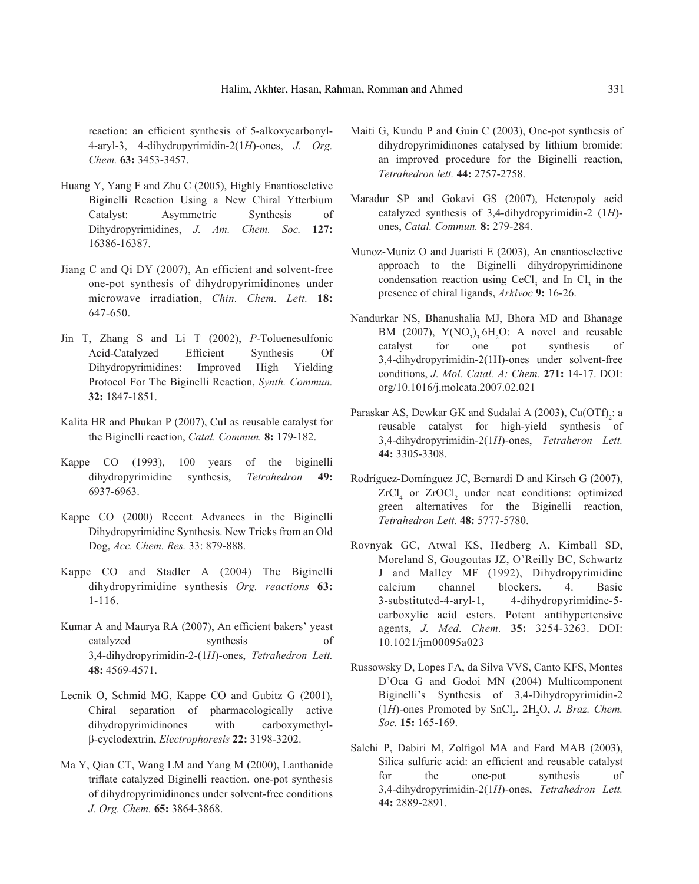reaction: an efficient synthesis of 5-alkoxycarbonyl-4-aryl-3, 4-dihydropyrimidin-2(1*H*)-ones, *J. Org. Chem.* **63:** 3453-3457.

Huang Y, Yang F and Zhu C (2005), Highly Enantioseletive Biginelli Reaction Using a New Chiral Ytterbium Catalyst: Asymmetric Synthesis of Dihydropyrimidines, *J. Am. Chem. Soc.* **127:** 16386-16387.

Jiang C and Qi DY (2007), An efficient and solvent-free one-pot synthesis of dihydropyrimidinones under microwave irradiation, *Chin. Chem. Lett.* **18:** 647-650.

Jin T, Zhang S and Li T (2002), *P*-Toluenesulfonic Acid-Catalyzed Efficient Synthesis Of Dihydropyrimidines: Improved High Yielding Protocol For The Biginelli Reaction, *Synth. Commun.* **32:** 1847-1851.

Kalita HR and Phukan P (2007), CuI as reusable catalyst for the Biginelli reaction, *Catal. Commun.* **8:** 179-182.

Kappe CO (1993), 100 years of the biginelli dihydropyrimidine synthesis, *Tetrahedron* **49:** 6937-6963.

Kappe CO (2000) Recent Advances in the Biginelli Dihydropyrimidine Synthesis. New Tricks from an Old Dog, *Acc. Chem. Res.* 33: 879-888.

Kappe CO and Stadler A (2004) The Biginelli dihydropyrimidine synthesis *Org. reactions* **63:** 1-116.

Kumar A and Maurya RA (2007), An efficient bakers' yeast catalyzed synthesis of 3,4-dihydropyrimidin-2-(1*H*)-ones, *Tetrahedron Lett.* **48:** 4569-4571.

Lecnik O, Schmid MG, Kappe CO and Gubitz G (2001), Chiral separation of pharmacologically active dihydropyrimidinones with carboxymethyl-β-cyclodextrin, *Electrophoresis* **22:** 3198-3202.

Ma Y, Qian CT, Wang LM and Yang M (2000), Lanthanide triflate catalyzed Biginelli reaction. one-pot synthesis of dihydropyrimidinones under solvent-free conditions *J. Org. Chem.* **65:** 3864-3868.

Maiti G, Kundu P and Guin C (2003), One-pot synthesis of dihydropyrimidinones catalysed by lithium bromide: an improved procedure for the Biginelli reaction, *Tetrahedron lett.* **44:** 2757-2758.

Maradur SP and Gokavi GS (2007), Heteropoly acid catalyzed synthesis of 3,4-dihydropyrimidin-2 (1*H*)-ones, *Catal. Commun.* **8:** 279-284.

Munoz-Muniz O and Juaristi E (2003), An enantioselective approach to the Biginelli dihydropyrimidinone condensation reaction using $CeCl_3$ and In $Cl_3$ in the presence of chiral ligands, *Arkivoc* **9:** 16-26.

Nandurkar NS, Bhanushalia MJ, Bhora MD and Bhanage BM (2007), $Y(NO_3)_3.6H_2O$: A novel and reusable catalyst for one pot synthesis of 3,4-dihydropyrimidin-2(1H)-ones under solvent-free conditions, *J. Mol. Catal. A: Chem.* **271:** 14-17. DOI: org/10.1016/j.molcata.2007.02.021

Paraskar AS, Dewkar GK and Sudalai A (2003), $Cu(OTf)_2$: a reusable catalyst for high-yield synthesis of 3,4-dihydropyrimidin-2(1*H*)-ones, *Tetraheron Lett.* **44:** 3305-3308.

Rodríguez-Domínguez JC, Bernardi D and Kirsch G (2007), $ZrCl_4$ or $ZrOCl_2$ under neat conditions: optimized green alternatives for the Biginelli reaction, *Tetrahedron Lett.* **48:** 5777-5780.

Rovnyak GC, Atwal KS, Hedberg A, Kimball SD, Moreland S, Gougoutas JZ, O'Reilly BC, Schwartz J and Malley MF (1992), Dihydropyrimidine calcium channel blockers. 4. Basic 3-substituted-4-aryl-1, 4-dihydropyrimidine-5-carboxylic acid esters. Potent antihypertensive agents, *J. Med. Chem.* **35:** 3254-3263. DOI: 10.1021/jm00095a023

Russowsky D, Lopes FA, da Silva VVS, Canto KFS, Montes D'Oca G and Godoi MN (2004) Multicomponent Biginelli's Synthesis of 3,4-Dihydropyrimidin-2 (1*H*)-ones Promoted by $SnCl_2$. $2H_2O$, *J. Braz. Chem. Soc.* **15:** 165-169.

Salehi P, Dabiri M, Zolfigol MA and Fard MAB (2003), Silica sulfuric acid: an efficient and reusable catalyst for the one-pot synthesis of 3,4-dihydropyrimidin-2(1*H*)-ones, *Tetrahedron Lett.* **44:** 2889-2891.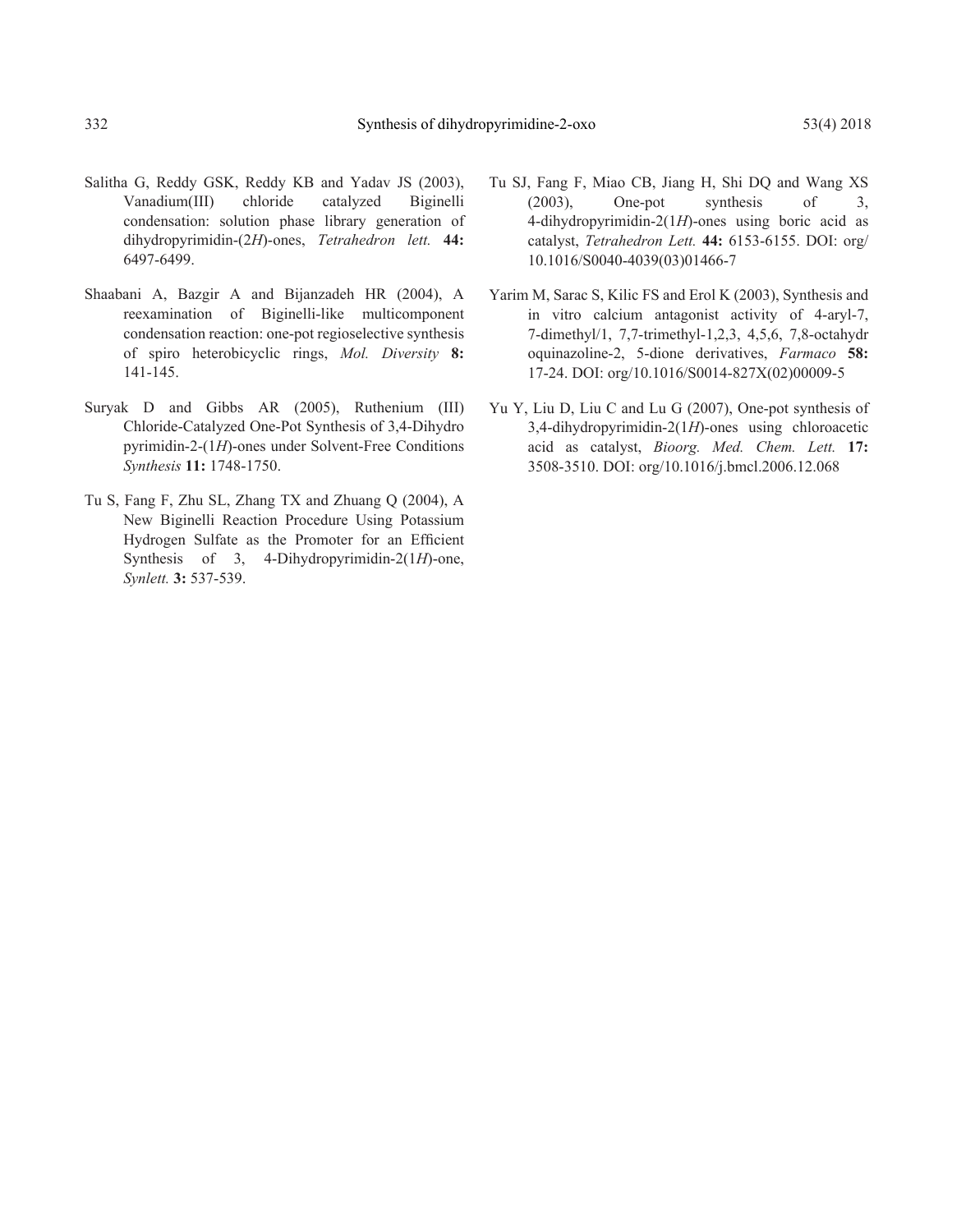Salitha G, Reddy GSK, Reddy KB and Yadav JS (2003), Vanadium(III) chloride catalyzed Biginelli condensation: solution phase library generation of dihydropyrimidin-(2*H*)-ones, *Tetrahedron lett.* **44:** 6497-6499.

Shaabani A, Bazgir A and Bijanzadeh HR (2004), A reexamination of Biginelli-like multicomponent condensation reaction: one-pot regioselective synthesis of spiro heterobicyclic rings, *Mol. Diversity* **8:** 141-145.

Suryak D and Gibbs AR (2005), Ruthenium (III) Chloride-Catalyzed One-Pot Synthesis of 3,4-Dihydro pyrimidin-2-(1*H*)-ones under Solvent-Free Conditions *Synthesis* **11:** 1748-1750.

Tu S, Fang F, Zhu SL, Zhang TX and Zhuang Q (2004), A New Biginelli Reaction Procedure Using Potassium Hydrogen Sulfate as the Promoter for an Efficient Synthesis of 3, 4-Dihydropyrimidin-2(1*H*)-one, *Synlett.* **3:** 537-539.

Tu SJ, Fang F, Miao CB, Jiang H, Shi DQ and Wang XS (2003), One-pot synthesis of 3, 4-dihydropyrimidin-2(1*H*)-ones using boric acid as catalyst, *Tetrahedron Lett.* **44:** 6153-6155. DOI: org/10.1016/S0040-4039(03)01466-7

Yarim M, Sarac S, Kilic FS and Erol K (2003), Synthesis and in vitro calcium antagonist activity of 4-aryl-7, 7-dimethyl/1, 7,7-trimethyl-1,2,3, 4,5,6, 7,8-octahydr oquinazoline-2, 5-dione derivatives, *Farmaco* **58:** 17-24. DOI: org/10.1016/S0014-827X(02)00009-5

Yu Y, Liu D, Liu C and Lu G (2007), One-pot synthesis of 3,4-dihydropyrimidin-2(1*H*)-ones using chloroacetic acid as catalyst, *Bioorg. Med. Chem. Lett.* **17:** 3508-3510. DOI: org/10.1016/j.bmcl.2006.12.068